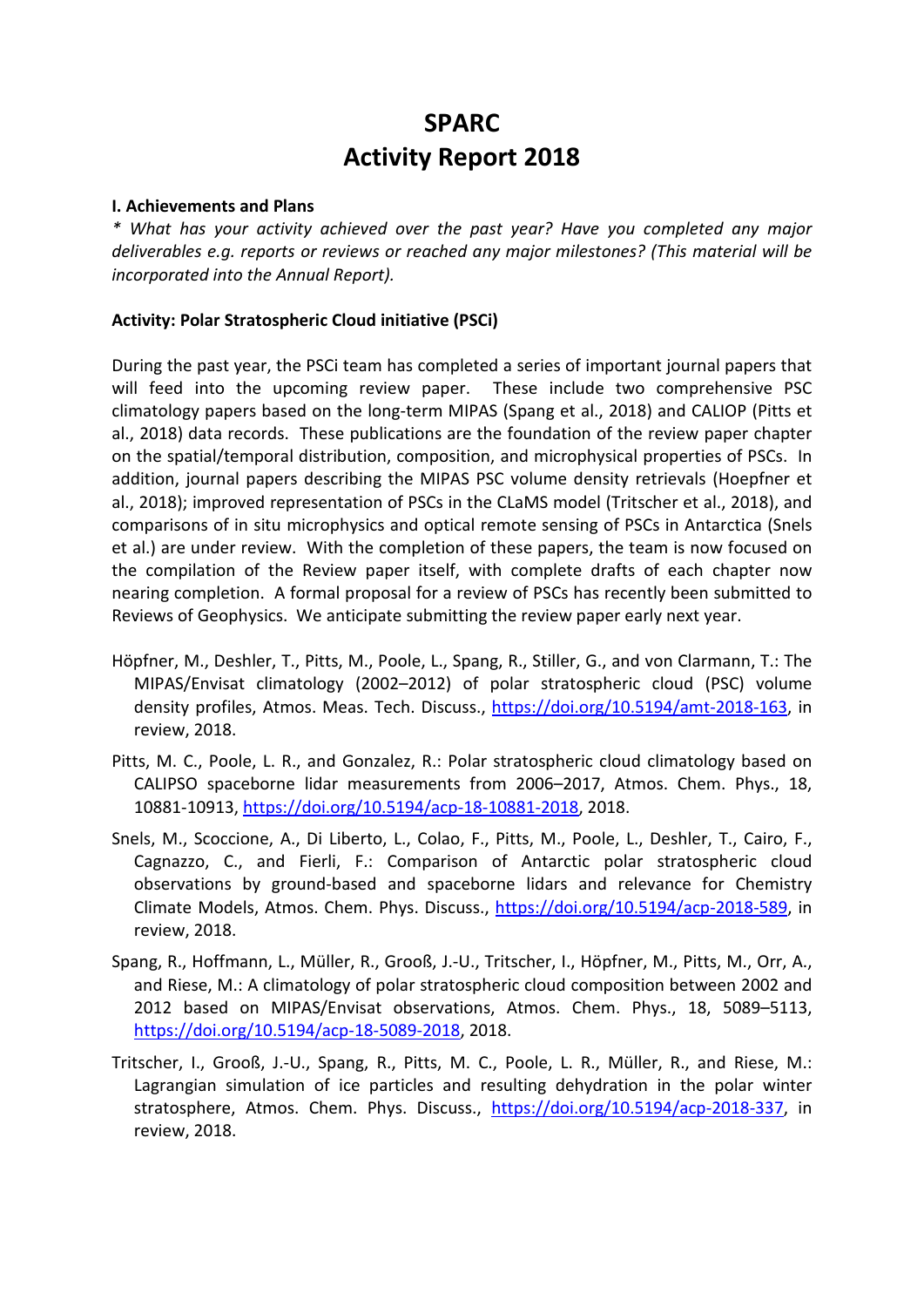# SPARC
# Activity Report 2018

**I. Achievements and Plans**

*\* What has your activity achieved over the past year? Have you completed any major deliverables e.g. reports or reviews or reached any major milestones? (This material will be incorporated into the Annual Report).*

**Activity: Polar Stratospheric Cloud initiative (PSCi)**

During the past year, the PSCi team has completed a series of important journal papers that will feed into the upcoming review paper. These include two comprehensive PSC climatology papers based on the long-term MIPAS (Spang et al., 2018) and CALIOP (Pitts et al., 2018) data records. These publications are the foundation of the review paper chapter on the spatial/temporal distribution, composition, and microphysical properties of PSCs. In addition, journal papers describing the MIPAS PSC volume density retrievals (Hoepfner et al., 2018); improved representation of PSCs in the CLaMS model (Tritscher et al., 2018), and comparisons of in situ microphysics and optical remote sensing of PSCs in Antarctica (Snels et al.) are under review. With the completion of these papers, the team is now focused on the compilation of the Review paper itself, with complete drafts of each chapter now nearing completion. A formal proposal for a review of PSCs has recently been submitted to Reviews of Geophysics. We anticipate submitting the review paper early next year.

Höpfner, M., Deshler, T., Pitts, M., Poole, L., Spang, R., Stiller, G., and von Clarmann, T.: The MIPAS/Envisat climatology (2002–2012) of polar stratospheric cloud (PSC) volume density profiles, Atmos. Meas. Tech. Discuss., https://doi.org/10.5194/amt-2018-163, in review, 2018.

Pitts, M. C., Poole, L. R., and Gonzalez, R.: Polar stratospheric cloud climatology based on CALIPSO spaceborne lidar measurements from 2006–2017, Atmos. Chem. Phys., 18, 10881-10913, https://doi.org/10.5194/acp-18-10881-2018, 2018.

Snels, M., Scoccione, A., Di Liberto, L., Colao, F., Pitts, M., Poole, L., Deshler, T., Cairo, F., Cagnazzo, C., and Fierli, F.: Comparison of Antarctic polar stratospheric cloud observations by ground-based and spaceborne lidars and relevance for Chemistry Climate Models, Atmos. Chem. Phys. Discuss., https://doi.org/10.5194/acp-2018-589, in review, 2018.

Spang, R., Hoffmann, L., Müller, R., Grooß, J.-U., Tritscher, I., Höpfner, M., Pitts, M., Orr, A., and Riese, M.: A climatology of polar stratospheric cloud composition between 2002 and 2012 based on MIPAS/Envisat observations, Atmos. Chem. Phys., 18, 5089–5113, https://doi.org/10.5194/acp-18-5089-2018, 2018.

Tritscher, I., Grooß, J.-U., Spang, R., Pitts, M. C., Poole, L. R., Müller, R., and Riese, M.: Lagrangian simulation of ice particles and resulting dehydration in the polar winter stratosphere, Atmos. Chem. Phys. Discuss., https://doi.org/10.5194/acp-2018-337, in review, 2018.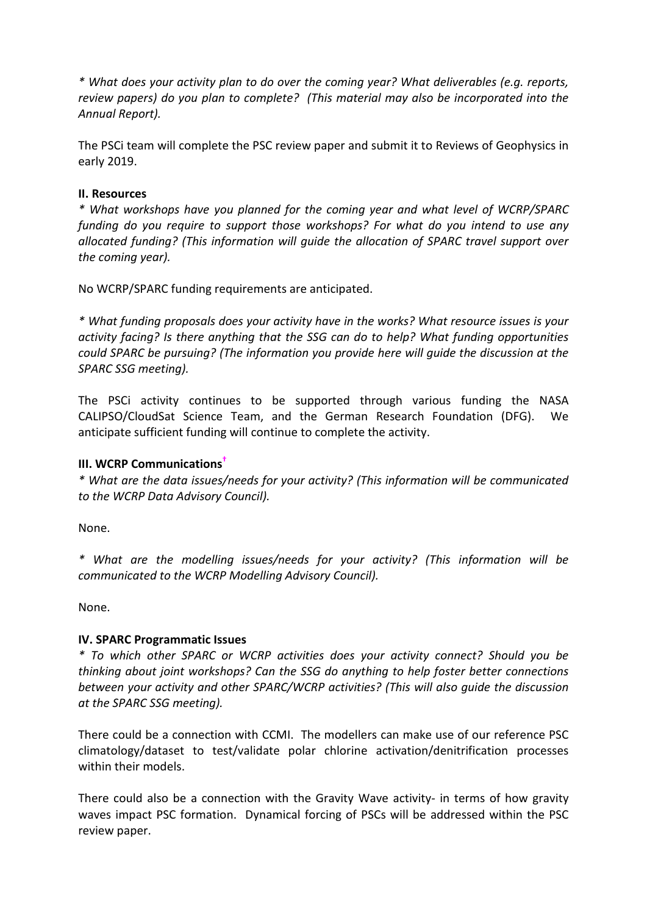*\* What does your activity plan to do over the coming year? What deliverables (e.g. reports, review papers) do you plan to complete? (This material may also be incorporated into the Annual Report).*

The PSCi team will complete the PSC review paper and submit it to Reviews of Geophysics in early 2019.

**II. Resources**

*\* What workshops have you planned for the coming year and what level of WCRP/SPARC funding do you require to support those workshops? For what do you intend to use any allocated funding? (This information will guide the allocation of SPARC travel support over the coming year).*

No WCRP/SPARC funding requirements are anticipated.

*\* What funding proposals does your activity have in the works? What resource issues is your activity facing? Is there anything that the SSG can do to help? What funding opportunities could SPARC be pursuing? (The information you provide here will guide the discussion at the SPARC SSG meeting).*

The PSCi activity continues to be supported through various funding the NASA CALIPSO/CloudSat Science Team, and the German Research Foundation (DFG). We anticipate sufficient funding will continue to complete the activity.

**III. WCRP Communications†**

*\* What are the data issues/needs for your activity? (This information will be communicated to the WCRP Data Advisory Council).*

None.

*\* What are the modelling issues/needs for your activity? (This information will be communicated to the WCRP Modelling Advisory Council).*

None.

**IV. SPARC Programmatic Issues**

*\* To which other SPARC or WCRP activities does your activity connect? Should you be thinking about joint workshops? Can the SSG do anything to help foster better connections between your activity and other SPARC/WCRP activities? (This will also guide the discussion at the SPARC SSG meeting).*

There could be a connection with CCMI. The modellers can make use of our reference PSC climatology/dataset to test/validate polar chlorine activation/denitrification processes within their models.

There could also be a connection with the Gravity Wave activity- in terms of how gravity waves impact PSC formation. Dynamical forcing of PSCs will be addressed within the PSC review paper.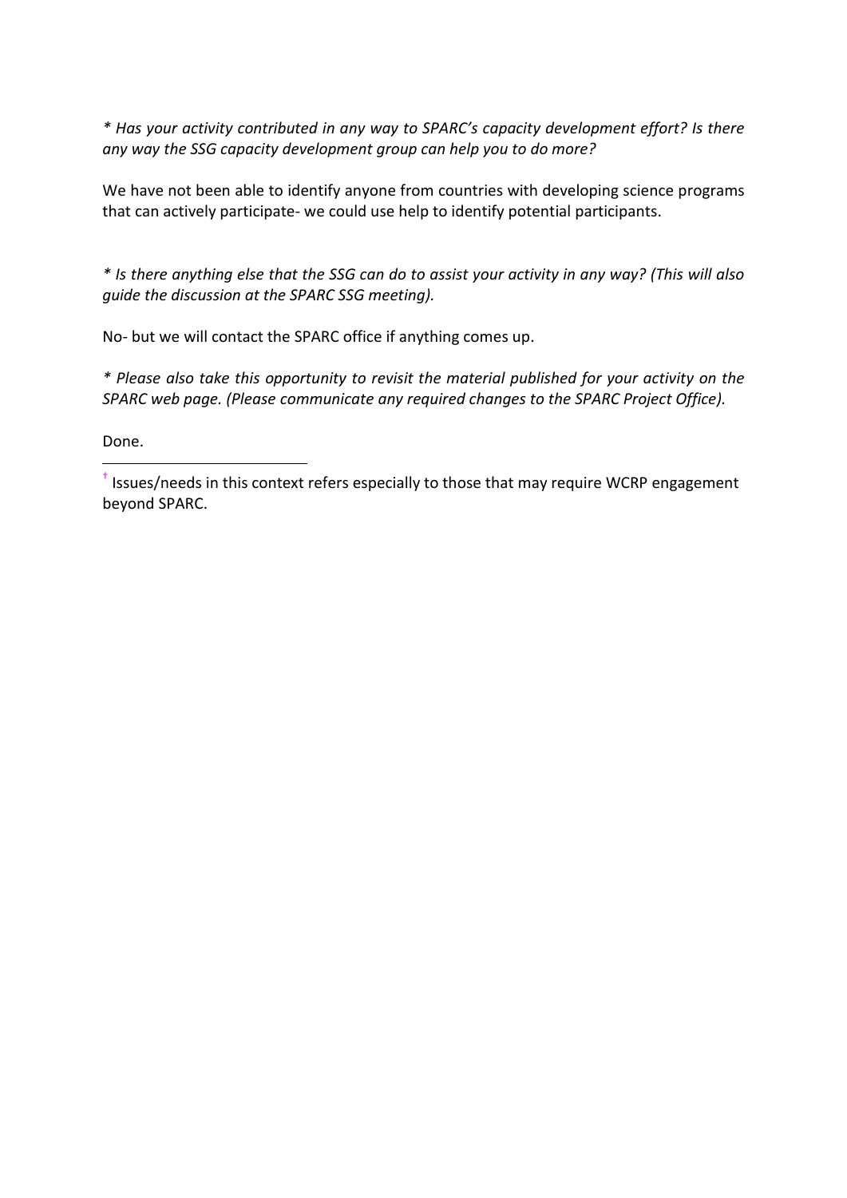*\* Has your activity contributed in any way to SPARC's capacity development effort? Is there any way the SSG capacity development group can help you to do more?*

We have not been able to identify anyone from countries with developing science programs that can actively participate- we could use help to identify potential participants.

*\* Is there anything else that the SSG can do to assist your activity in any way? (This will also guide the discussion at the SPARC SSG meeting).*

No- but we will contact the SPARC office if anything comes up.

*\* Please also take this opportunity to revisit the material published for your activity on the SPARC web page. (Please communicate any required changes to the SPARC Project Office).*

Done.

---

[†] Issues/needs in this context refers especially to those that may require WCRP engagement beyond SPARC.